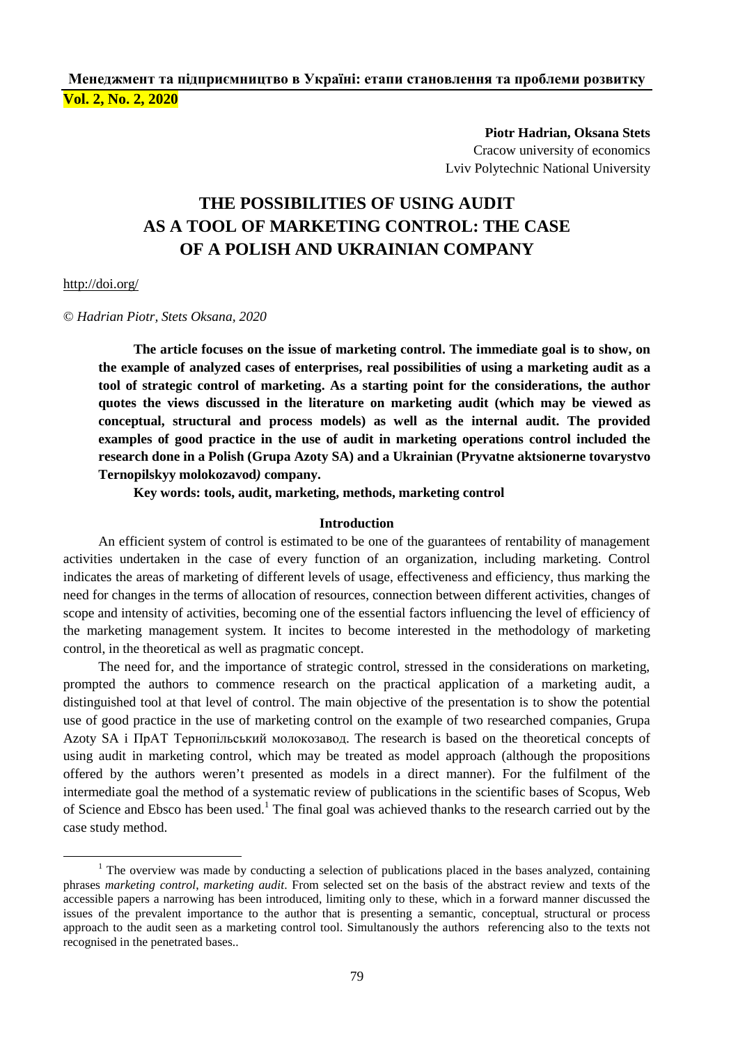**Piotr Hadrian, Oksana Stets**
Cracow university of economics
Lviv Polytechnic National University

# THE POSSIBILITIES OF USING AUDIT AS A TOOL OF MARKETING CONTROL: THE CASE OF A POLISH AND UKRAINIAN COMPANY

http://doi.org/

*© Hadrian Piotr, Stets Oksana, 2020*

**The article focuses on the issue of marketing control. The immediate goal is to show, on the example of analyzed cases of enterprises, real possibilities of using a marketing audit as a tool of strategic control of marketing. As a starting point for the considerations, the author quotes the views discussed in the literature on marketing audit (which may be viewed as conceptual, structural and process models) as well as the internal audit. The provided examples of good practice in the use of audit in marketing operations control included the research done in a Polish (Grupa Azoty SA) and a Ukrainian (Pryvatne aktsionerne tovarystvo Ternopilskyy molokozavod) company.**

**Key words: tools, audit, marketing, methods, marketing control**

## Introduction

An efficient system of control is estimated to be one of the guarantees of rentability of management activities undertaken in the case of every function of an organization, including marketing. Control indicates the areas of marketing of different levels of usage, effectiveness and efficiency, thus marking the need for changes in the terms of allocation of resources, connection between different activities, changes of scope and intensity of activities, becoming one of the essential factors influencing the level of efficiency of the marketing management system. It incites to become interested in the methodology of marketing control, in the theoretical as well as pragmatic concept.

The need for, and the importance of strategic control, stressed in the considerations on marketing, prompted the authors to commence research on the practical application of a marketing audit, a distinguished tool at that level of control. The main objective of the presentation is to show the potential use of good practice in the use of marketing control on the example of two researched companies, Grupa Azoty SA i ПрАТ Тернопільський молокозавод. The research is based on the theoretical concepts of using audit in marketing control, which may be treated as model approach (although the propositions offered by the authors weren't presented as models in a direct manner). For the fulfilment of the intermediate goal the method of a systematic review of publications in the scientific bases of Scopus, Web of Science and Ebsco has been used.[1] The final goal was achieved thanks to the research carried out by the case study method.

[1] The overview was made by conducting a selection of publications placed in the bases analyzed, containing phrases *marketing control*, *marketing audit*. From selected set on the basis of the abstract review and texts of the accessible papers a narrowing has been introduced, limiting only to these, which in a forward manner discussed the issues of the prevalent importance to the author that is presenting a semantic, conceptual, structural or process approach to the audit seen as a marketing control tool. Simultanously the authors referencing also to the texts not recognised in the penetrated bases..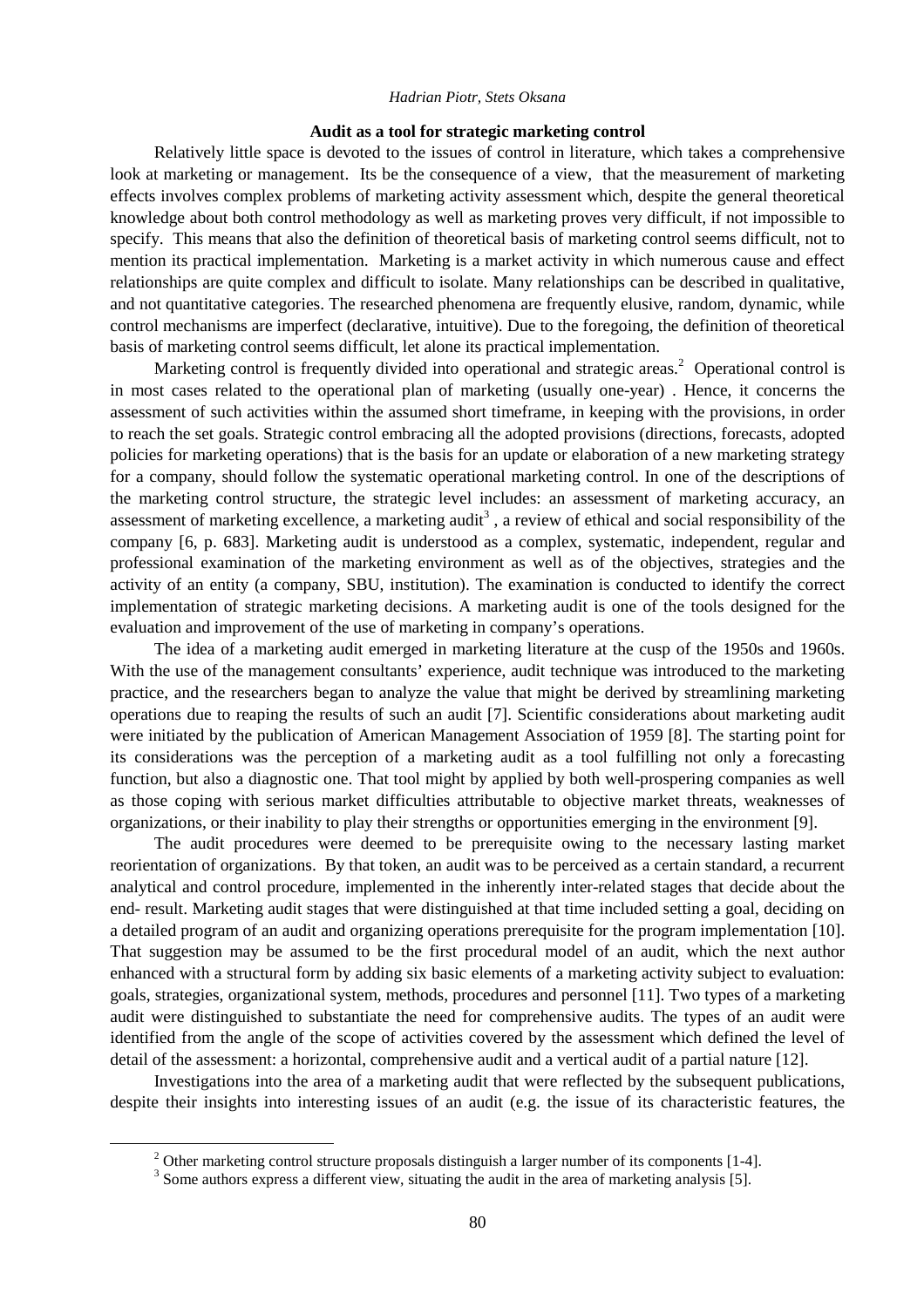*Hadrian Piotr, Stets Oksana*

## Audit as a tool for strategic marketing control

Relatively little space is devoted to the issues of control in literature, which takes a comprehensive look at marketing or management. Its be the consequence of a view, that the measurement of marketing effects involves complex problems of marketing activity assessment which, despite the general theoretical knowledge about both control methodology as well as marketing proves very difficult, if not impossible to specify. This means that also the definition of theoretical basis of marketing control seems difficult, not to mention its practical implementation. Marketing is a market activity in which numerous cause and effect relationships are quite complex and difficult to isolate. Many relationships can be described in qualitative, and not quantitative categories. The researched phenomena are frequently elusive, random, dynamic, while control mechanisms are imperfect (declarative, intuitive). Due to the foregoing, the definition of theoretical basis of marketing control seems difficult, let alone its practical implementation.

Marketing control is frequently divided into operational and strategic areas.[2] Operational control is in most cases related to the operational plan of marketing (usually one-year) . Hence, it concerns the assessment of such activities within the assumed short timeframe, in keeping with the provisions, in order to reach the set goals. Strategic control embracing all the adopted provisions (directions, forecasts, adopted policies for marketing operations) that is the basis for an update or elaboration of a new marketing strategy for a company, should follow the systematic operational marketing control. In one of the descriptions of the marketing control structure, the strategic level includes: an assessment of marketing accuracy, an assessment of marketing excellence, a marketing audit[3] , a review of ethical and social responsibility of the company [6, p. 683]. Marketing audit is understood as a complex, systematic, independent, regular and professional examination of the marketing environment as well as of the objectives, strategies and the activity of an entity (a company, SBU, institution). The examination is conducted to identify the correct implementation of strategic marketing decisions. A marketing audit is one of the tools designed for the evaluation and improvement of the use of marketing in company's operations.

The idea of a marketing audit emerged in marketing literature at the cusp of the 1950s and 1960s. With the use of the management consultants' experience, audit technique was introduced to the marketing practice, and the researchers began to analyze the value that might be derived by streamlining marketing operations due to reaping the results of such an audit [7]. Scientific considerations about marketing audit were initiated by the publication of American Management Association of 1959 [8]. The starting point for its considerations was the perception of a marketing audit as a tool fulfilling not only a forecasting function, but also a diagnostic one. That tool might by applied by both well-prospering companies as well as those coping with serious market difficulties attributable to objective market threats, weaknesses of organizations, or their inability to play their strengths or opportunities emerging in the environment [9].

The audit procedures were deemed to be prerequisite owing to the necessary lasting market reorientation of organizations. By that token, an audit was to be perceived as a certain standard, a recurrent analytical and control procedure, implemented in the inherently inter-related stages that decide about the end- result. Marketing audit stages that were distinguished at that time included setting a goal, deciding on a detailed program of an audit and organizing operations prerequisite for the program implementation [10]. That suggestion may be assumed to be the first procedural model of an audit, which the next author enhanced with a structural form by adding six basic elements of a marketing activity subject to evaluation: goals, strategies, organizational system, methods, procedures and personnel [11]. Two types of a marketing audit were distinguished to substantiate the need for comprehensive audits. The types of an audit were identified from the angle of the scope of activities covered by the assessment which defined the level of detail of the assessment: a horizontal, comprehensive audit and a vertical audit of a partial nature [12].

Investigations into the area of a marketing audit that were reflected by the subsequent publications, despite their insights into interesting issues of an audit (e.g. the issue of its characteristic features, the

---

[2] Other marketing control structure proposals distinguish a larger number of its components [1-4].

[3] Some authors express a different view, situating the audit in the area of marketing analysis [5].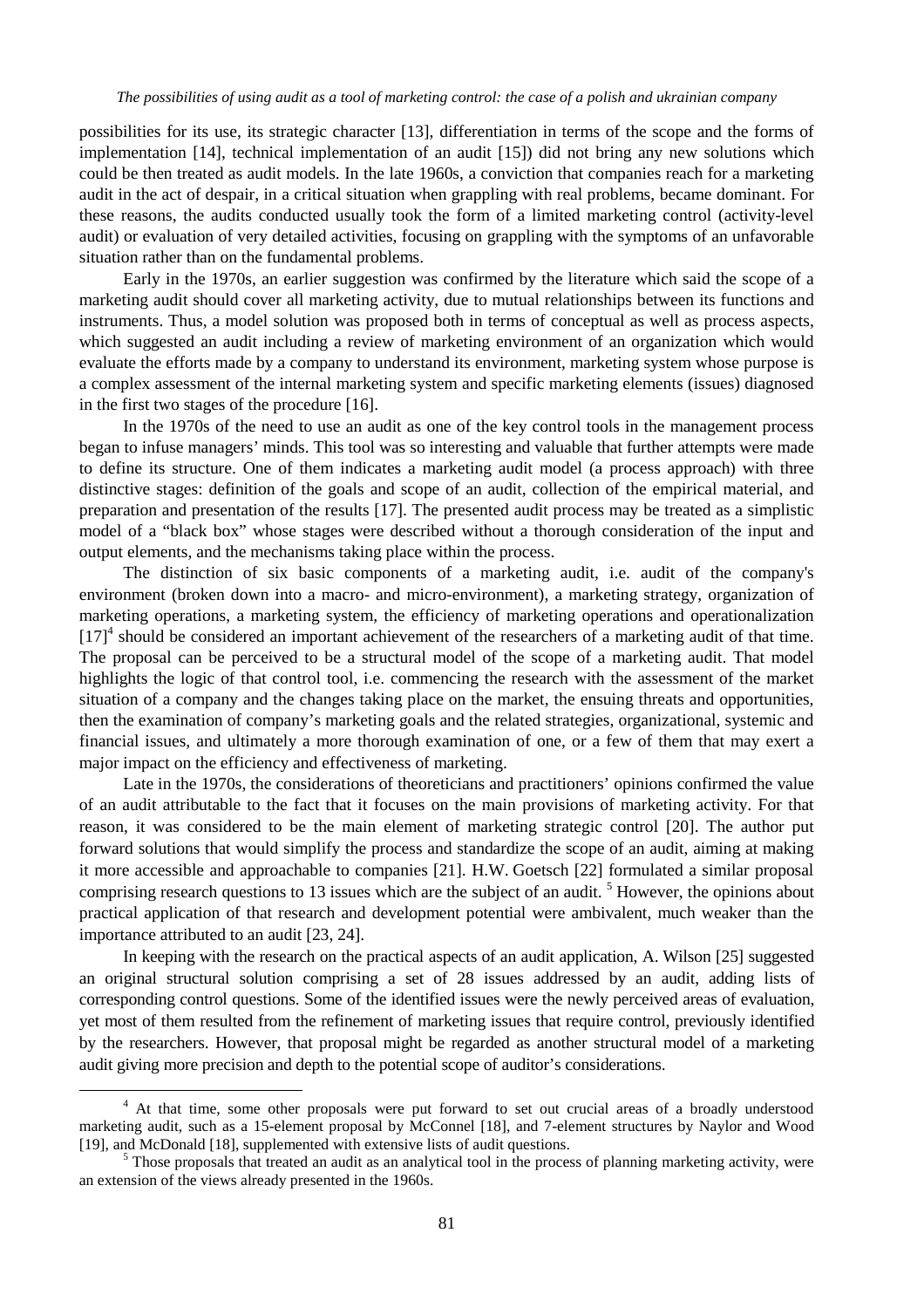possibilities for its use, its strategic character [13], differentiation in terms of the scope and the forms of implementation [14], technical implementation of an audit [15]) did not bring any new solutions which could be then treated as audit models. In the late 1960s, a conviction that companies reach for a marketing audit in the act of despair, in a critical situation when grappling with real problems, became dominant. For these reasons, the audits conducted usually took the form of a limited marketing control (activity-level audit) or evaluation of very detailed activities, focusing on grappling with the symptoms of an unfavorable situation rather than on the fundamental problems.

Early in the 1970s, an earlier suggestion was confirmed by the literature which said the scope of a marketing audit should cover all marketing activity, due to mutual relationships between its functions and instruments. Thus, a model solution was proposed both in terms of conceptual as well as process aspects, which suggested an audit including a review of marketing environment of an organization which would evaluate the efforts made by a company to understand its environment, marketing system whose purpose is a complex assessment of the internal marketing system and specific marketing elements (issues) diagnosed in the first two stages of the procedure [16].

In the 1970s of the need to use an audit as one of the key control tools in the management process began to infuse managers' minds. This tool was so interesting and valuable that further attempts were made to define its structure. One of them indicates a marketing audit model (a process approach) with three distinctive stages: definition of the goals and scope of an audit, collection of the empirical material, and preparation and presentation of the results [17]. The presented audit process may be treated as a simplistic model of a "black box" whose stages were described without a thorough consideration of the input and output elements, and the mechanisms taking place within the process.

The distinction of six basic components of a marketing audit, i.e. audit of the company's environment (broken down into a macro- and micro-environment), a marketing strategy, organization of marketing operations, a marketing system, the efficiency of marketing operations and operationalization [17][4] should be considered an important achievement of the researchers of a marketing audit of that time. The proposal can be perceived to be a structural model of the scope of a marketing audit. That model highlights the logic of that control tool, i.e. commencing the research with the assessment of the market situation of a company and the changes taking place on the market, the ensuing threats and opportunities, then the examination of company's marketing goals and the related strategies, organizational, systemic and financial issues, and ultimately a more thorough examination of one, or a few of them that may exert a major impact on the efficiency and effectiveness of marketing.

Late in the 1970s, the considerations of theoreticians and practitioners' opinions confirmed the value of an audit attributable to the fact that it focuses on the main provisions of marketing activity. For that reason, it was considered to be the main element of marketing strategic control [20]. The author put forward solutions that would simplify the process and standardize the scope of an audit, aiming at making it more accessible and approachable to companies [21]. H.W. Goetsch [22] formulated a similar proposal comprising research questions to 13 issues which are the subject of an audit. [5] However, the opinions about practical application of that research and development potential were ambivalent, much weaker than the importance attributed to an audit [23, 24].

In keeping with the research on the practical aspects of an audit application, A. Wilson [25] suggested an original structural solution comprising a set of 28 issues addressed by an audit, adding lists of corresponding control questions. Some of the identified issues were the newly perceived areas of evaluation, yet most of them resulted from the refinement of marketing issues that require control, previously identified by the researchers. However, that proposal might be regarded as another structural model of a marketing audit giving more precision and depth to the potential scope of auditor's considerations.

---

[4] At that time, some other proposals were put forward to set out crucial areas of a broadly understood marketing audit, such as a 15-element proposal by McConnel [18], and 7-element structures by Naylor and Wood [19], and McDonald [18], supplemented with extensive lists of audit questions.

[5] Those proposals that treated an audit as an analytical tool in the process of planning marketing activity, were an extension of the views already presented in the 1960s.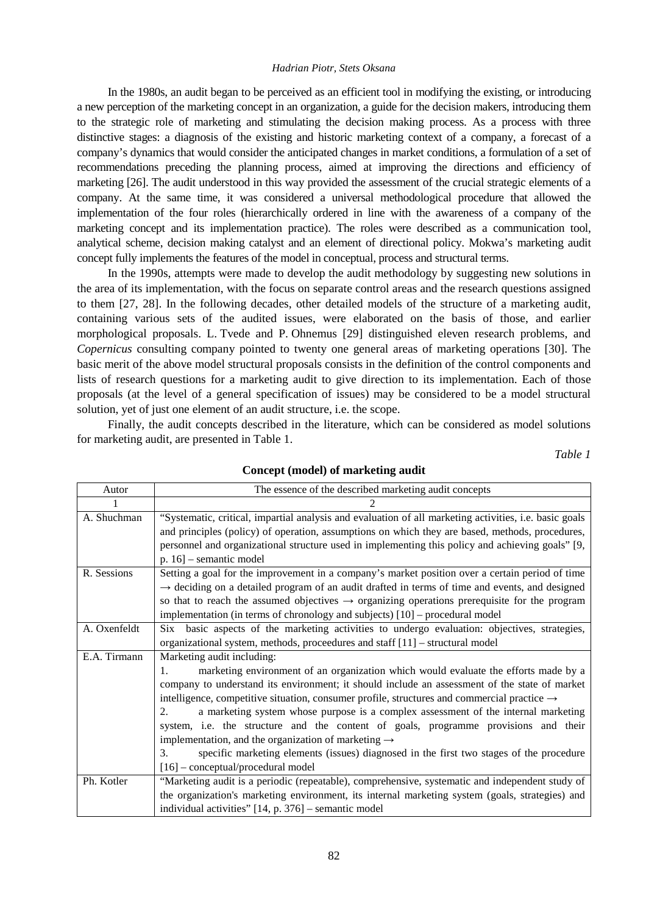In the 1980s, an audit began to be perceived as an efficient tool in modifying the existing, or introducing a new perception of the marketing concept in an organization, a guide for the decision makers, introducing them to the strategic role of marketing and stimulating the decision making process. As a process with three distinctive stages: a diagnosis of the existing and historic marketing context of a company, a forecast of a company's dynamics that would consider the anticipated changes in market conditions, a formulation of a set of recommendations preceding the planning process, aimed at improving the directions and efficiency of marketing [26]. The audit understood in this way provided the assessment of the crucial strategic elements of a company. At the same time, it was considered a universal methodological procedure that allowed the implementation of the four roles (hierarchically ordered in line with the awareness of a company of the marketing concept and its implementation practice). The roles were described as a communication tool, analytical scheme, decision making catalyst and an element of directional policy. Mokwa's marketing audit concept fully implements the features of the model in conceptual, process and structural terms.

In the 1990s, attempts were made to develop the audit methodology by suggesting new solutions in the area of its implementation, with the focus on separate control areas and the research questions assigned to them [27, 28]. In the following decades, other detailed models of the structure of a marketing audit, containing various sets of the audited issues, were elaborated on the basis of those, and earlier morphological proposals. L. Tvede and P. Ohnemus [29] distinguished eleven research problems, and *Copernicus* consulting company pointed to twenty one general areas of marketing operations [30]. The basic merit of the above model structural proposals consists in the definition of the control components and lists of research questions for a marketing audit to give direction to its implementation. Each of those proposals (at the level of a general specification of issues) may be considered to be a model structural solution, yet of just one element of an audit structure, i.e. the scope.

Finally, the audit concepts described in the literature, which can be considered as model solutions for marketing audit, are presented in Table 1.

*Table 1*

**Concept (model) of marketing audit**

| Autor | The essence of the described marketing audit concepts |
|---|---|
| 1 | 2 |
| A. Shuchman | "Systematic, critical, impartial analysis and evaluation of all marketing activities, i.e. basic goals and principles (policy) of operation, assumptions on which they are based, methods, procedures, personnel and organizational structure used in implementing this policy and achieving goals" [9, p. 16] – semantic model |
| R. Sessions | Setting a goal for the improvement in a company's market position over a certain period of time → deciding on a detailed program of an audit drafted in terms of time and events, and designed so that to reach the assumed objectives → organizing operations prerequisite for the program implementation (in terms of chronology and subjects) [10] – procedural model |
| A. Oxenfeldt | Six basic aspects of the marketing activities to undergo evaluation: objectives, strategies, organizational system, methods, proceedures and staff [11] – structural model |
| E.A. Tirmann | Marketing audit including: 1. marketing environment of an organization which would evaluate the efforts made by a company to understand its environment; it should include an assessment of the state of market intelligence, competitive situation, consumer profile, structures and commercial practice → 2. a marketing system whose purpose is a complex assessment of the internal marketing system, i.e. the structure and the content of goals, programme provisions and their implementation, and the organization of marketing → 3. specific marketing elements (issues) diagnosed in the first two stages of the procedure [16] – conceptual/procedural model |
| Ph. Kotler | "Marketing audit is a periodic (repeatable), comprehensive, systematic and independent study of the organization's marketing environment, its internal marketing system (goals, strategies) and individual activities" [14, p. 376] – semantic model |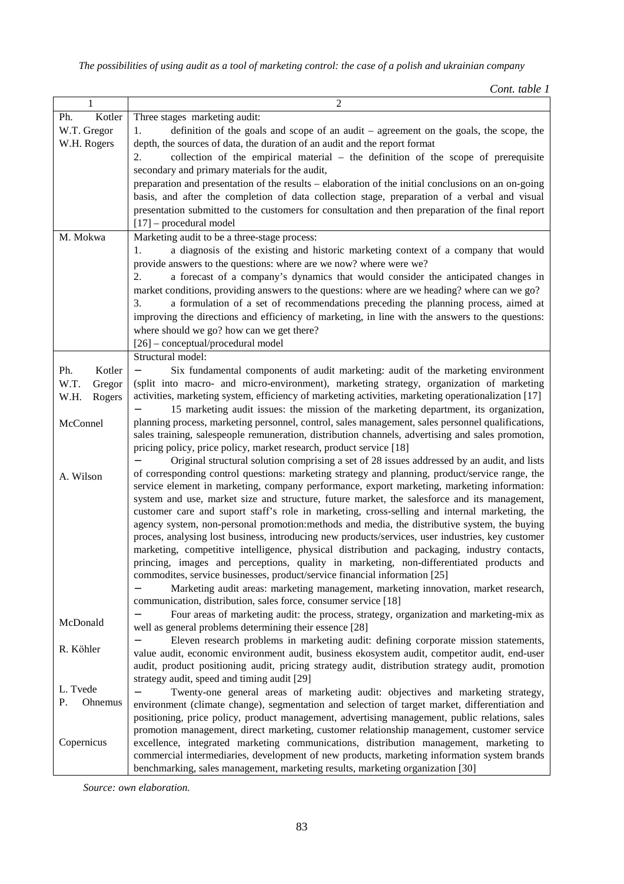*Cont. table 1*

| 1 | 2 |
|---|---|
| Ph. Kotler<br>W.T. Gregor<br>W.H. Rogers | Three stages marketing audit:<br>1. definition of the goals and scope of an audit – agreement on the goals, the scope, the depth, the sources of data, the duration of an audit and the report format<br>2. collection of the empirical material – the definition of the scope of prerequisite secondary and primary materials for the audit,<br>preparation and presentation of the results – elaboration of the initial conclusions on an on-going basis, and after the completion of data collection stage, preparation of a verbal and visual presentation submitted to the customers for consultation and then preparation of the final report [17] – procedural model |
| M. Mokwa | Marketing audit to be a three-stage process:<br>1. a diagnosis of the existing and historic marketing context of a company that would provide answers to the questions: where are we now? where were we?<br>2. a forecast of a company's dynamics that would consider the anticipated changes in market conditions, providing answers to the questions: where are we heading? where can we go?<br>3. a formulation of a set of recommendations preceding the planning process, aimed at improving the directions and efficiency of marketing, in line with the answers to the questions: where should we go? how can we get there?<br>[26] – conceptual/procedural model |
| Ph. Kotler<br>W.T. Gregor<br>W.H. Rogers<br><br>McConnel<br><br>A. Wilson<br><br>McDonald<br><br>R. Köhler<br><br>L. Tvede<br>P. Ohnemus<br><br>Copernicus | Structural model:<br>− Six fundamental components of audit marketing: audit of the marketing environment (split into macro- and micro-environment), marketing strategy, organization of marketing activities, marketing system, efficiency of marketing activities, marketing operationalization [17]<br>− 15 marketing audit issues: the mission of the marketing department, its organization, planning process, marketing personnel, control, sales management, sales personnel qualifications, sales training, salespeople remuneration, distribution channels, advertising and sales promotion, pricing policy, price policy, market research, product service [18]<br>− Original structural solution comprising a set of 28 issues addressed by an audit, and lists of corresponding control questions: marketing strategy and planning, product/service range, the service element in marketing, company performance, export marketing, marketing information: system and use, market size and structure, future market, the salesforce and its management, customer care and suport staff's role in marketing, cross-selling and internal marketing, the agency system, non-personal promotion:methods and media, the distributive system, the buying proces, analysing lost business, introducing new products/services, user industries, key customer marketing, competitive intelligence, physical distribution and packaging, industry contacts, princing, images and perceptions, quality in marketing, non-differentiated products and commodites, service businesses, product/service financial information [25]<br>− Marketing audit areas: marketing management, marketing innovation, market research, communication, distribution, sales force, consumer service [18]<br>− Four areas of marketing audit: the process, strategy, organization and marketing-mix as well as general problems determining their essence [28]<br>− Eleven research problems in marketing audit: defining corporate mission statements, value audit, economic environment audit, business ekosystem audit, competitor audit, end-user audit, product positioning audit, pricing strategy audit, distribution strategy audit, promotion strategy audit, speed and timing audit [29]<br>− Twenty-one general areas of marketing audit: objectives and marketing strategy, environment (climate change), segmentation and selection of target market, differentiation and positioning, price policy, product management, advertising management, public relations, sales promotion management, direct marketing, customer relationship management, customer service excellence, integrated marketing communications, distribution management, marketing to commercial intermediaries, development of new products, marketing information system brands benchmarking, sales management, marketing results, marketing organization [30] |

*Source: own elaboration.*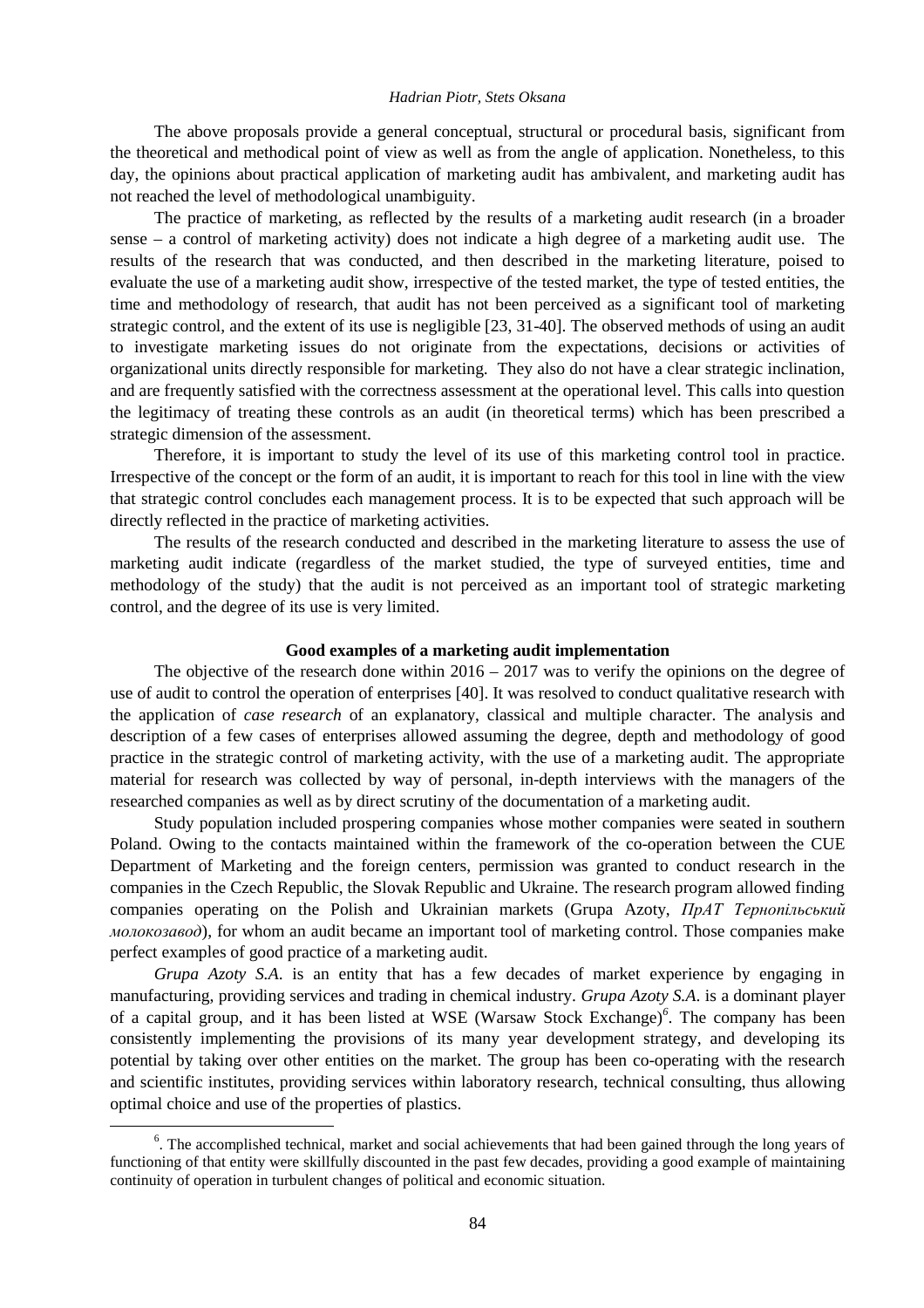The above proposals provide a general conceptual, structural or procedural basis, significant from the theoretical and methodical point of view as well as from the angle of application. Nonetheless, to this day, the opinions about practical application of marketing audit has ambivalent, and marketing audit has not reached the level of methodological unambiguity.

The practice of marketing, as reflected by the results of a marketing audit research (in a broader sense – a control of marketing activity) does not indicate a high degree of a marketing audit use. The results of the research that was conducted, and then described in the marketing literature, poised to evaluate the use of a marketing audit show, irrespective of the tested market, the type of tested entities, the time and methodology of research, that audit has not been perceived as a significant tool of marketing strategic control, and the extent of its use is negligible [23, 31-40]. The observed methods of using an audit to investigate marketing issues do not originate from the expectations, decisions or activities of organizational units directly responsible for marketing. They also do not have a clear strategic inclination, and are frequently satisfied with the correctness assessment at the operational level. This calls into question the legitimacy of treating these controls as an audit (in theoretical terms) which has been prescribed a strategic dimension of the assessment.

Therefore, it is important to study the level of its use of this marketing control tool in practice. Irrespective of the concept or the form of an audit, it is important to reach for this tool in line with the view that strategic control concludes each management process. It is to be expected that such approach will be directly reflected in the practice of marketing activities.

The results of the research conducted and described in the marketing literature to assess the use of marketing audit indicate (regardless of the market studied, the type of surveyed entities, time and methodology of the study) that the audit is not perceived as an important tool of strategic marketing control, and the degree of its use is very limited.

## Good examples of a marketing audit implementation

The objective of the research done within 2016 – 2017 was to verify the opinions on the degree of use of audit to control the operation of enterprises [40]. It was resolved to conduct qualitative research with the application of *case research* of an explanatory, classical and multiple character. The analysis and description of a few cases of enterprises allowed assuming the degree, depth and methodology of good practice in the strategic control of marketing activity, with the use of a marketing audit. The appropriate material for research was collected by way of personal, in-depth interviews with the managers of the researched companies as well as by direct scrutiny of the documentation of a marketing audit.

Study population included prospering companies whose mother companies were seated in southern Poland. Owing to the contacts maintained within the framework of the co-operation between the CUE Department of Marketing and the foreign centers, permission was granted to conduct research in the companies in the Czech Republic, the Slovak Republic and Ukraine. The research program allowed finding companies operating on the Polish and Ukrainian markets (Grupa Azoty, *ПрАТ Тернопільський молокозавод*), for whom an audit became an important tool of marketing control. Those companies make perfect examples of good practice of a marketing audit.

*Grupa Azoty S.A.* is an entity that has a few decades of market experience by engaging in manufacturing, providing services and trading in chemical industry. *Grupa Azoty S.A.* is a dominant player of a capital group, and it has been listed at WSE (Warsaw Stock Exchange)[6]. The company has been consistently implementing the provisions of its many year development strategy, and developing its potential by taking over other entities on the market. The group has been co-operating with the research and scientific institutes, providing services within laboratory research, technical consulting, thus allowing optimal choice and use of the properties of plastics.

---

[6]. The accomplished technical, market and social achievements that had been gained through the long years of functioning of that entity were skillfully discounted in the past few decades, providing a good example of maintaining continuity of operation in turbulent changes of political and economic situation.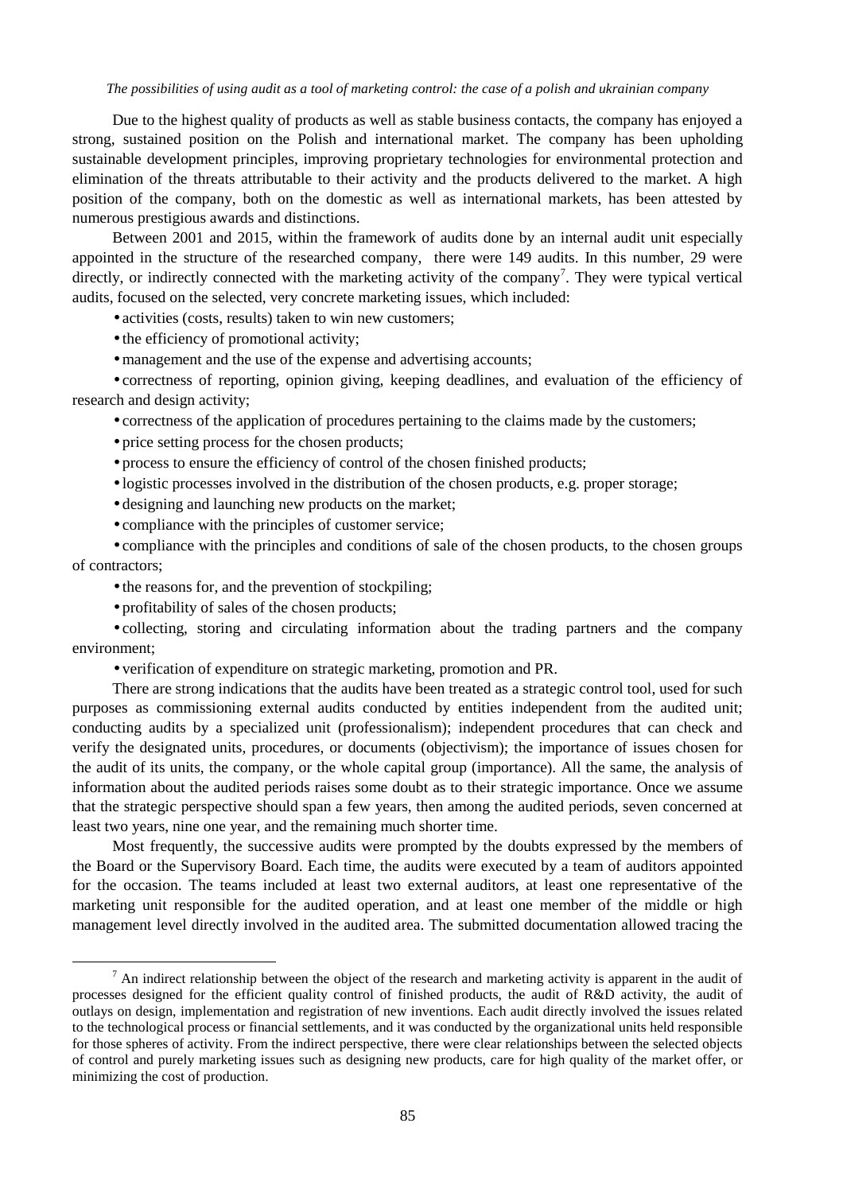Due to the highest quality of products as well as stable business contacts, the company has enjoyed a strong, sustained position on the Polish and international market. The company has been upholding sustainable development principles, improving proprietary technologies for environmental protection and elimination of the threats attributable to their activity and the products delivered to the market. A high position of the company, both on the domestic as well as international markets, has been attested by numerous prestigious awards and distinctions.

Between 2001 and 2015, within the framework of audits done by an internal audit unit especially appointed in the structure of the researched company, there were 149 audits. In this number, 29 were directly, or indirectly connected with the marketing activity of the company[7]. They were typical vertical audits, focused on the selected, very concrete marketing issues, which included:

- activities (costs, results) taken to win new customers;
- the efficiency of promotional activity;
- management and the use of the expense and advertising accounts;
- correctness of reporting, opinion giving, keeping deadlines, and evaluation of the efficiency of research and design activity;
- correctness of the application of procedures pertaining to the claims made by the customers;
- price setting process for the chosen products;
- process to ensure the efficiency of control of the chosen finished products;
- logistic processes involved in the distribution of the chosen products, e.g. proper storage;
- designing and launching new products on the market;
- compliance with the principles of customer service;
- compliance with the principles and conditions of sale of the chosen products, to the chosen groups of contractors;
- the reasons for, and the prevention of stockpiling;
- profitability of sales of the chosen products;
- collecting, storing and circulating information about the trading partners and the company environment;
- verification of expenditure on strategic marketing, promotion and PR.

There are strong indications that the audits have been treated as a strategic control tool, used for such purposes as commissioning external audits conducted by entities independent from the audited unit; conducting audits by a specialized unit (professionalism); independent procedures that can check and verify the designated units, procedures, or documents (objectivism); the importance of issues chosen for the audit of its units, the company, or the whole capital group (importance). All the same, the analysis of information about the audited periods raises some doubt as to their strategic importance. Once we assume that the strategic perspective should span a few years, then among the audited periods, seven concerned at least two years, nine one year, and the remaining much shorter time.

Most frequently, the successive audits were prompted by the doubts expressed by the members of the Board or the Supervisory Board. Each time, the audits were executed by a team of auditors appointed for the occasion. The teams included at least two external auditors, at least one representative of the marketing unit responsible for the audited operation, and at least one member of the middle or high management level directly involved in the audited area. The submitted documentation allowed tracing the

---

[7] An indirect relationship between the object of the research and marketing activity is apparent in the audit of processes designed for the efficient quality control of finished products, the audit of R&D activity, the audit of outlays on design, implementation and registration of new inventions. Each audit directly involved the issues related to the technological process or financial settlements, and it was conducted by the organizational units held responsible for those spheres of activity. From the indirect perspective, there were clear relationships between the selected objects of control and purely marketing issues such as designing new products, care for high quality of the market offer, or minimizing the cost of production.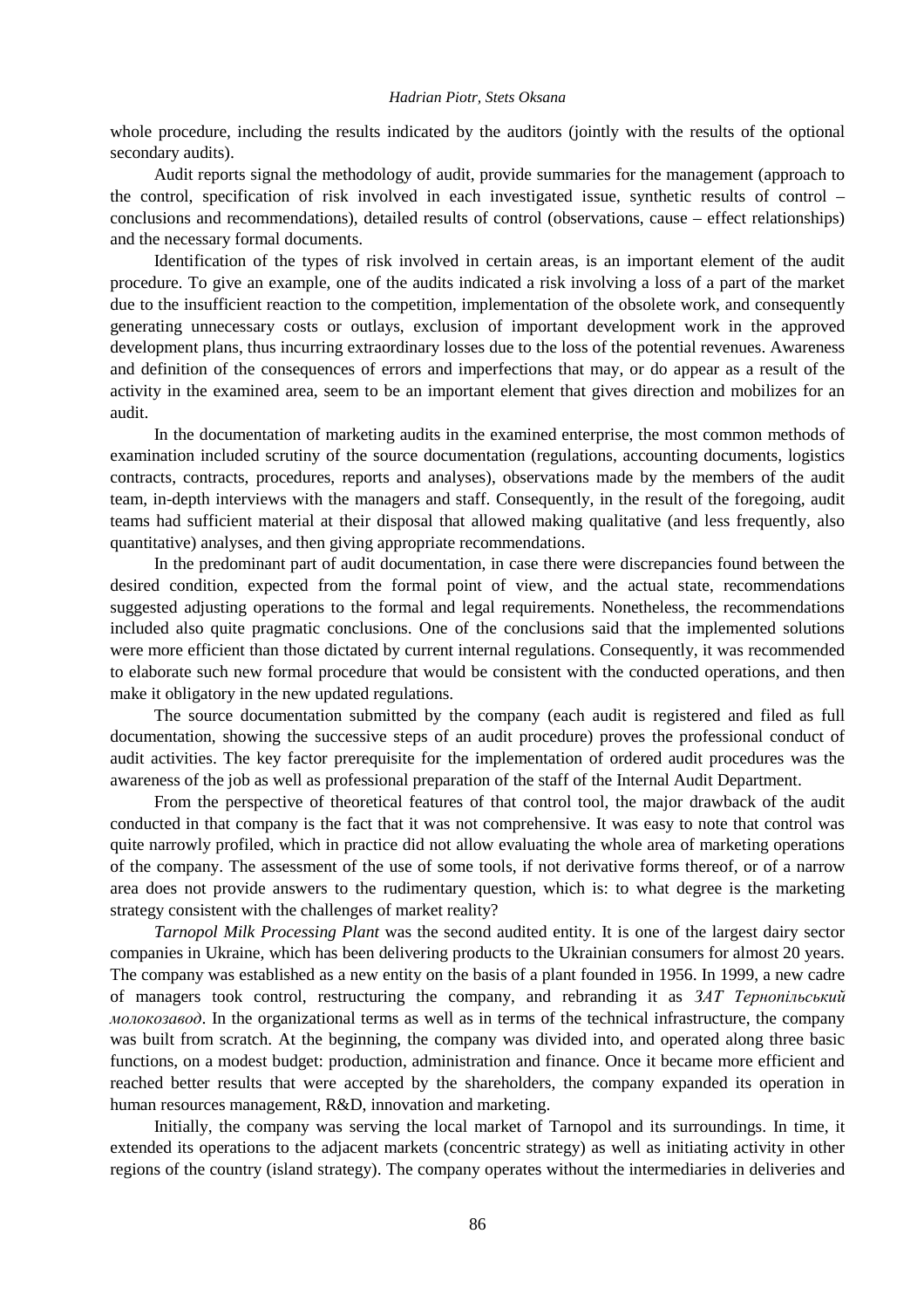whole procedure, including the results indicated by the auditors (jointly with the results of the optional secondary audits).

Audit reports signal the methodology of audit, provide summaries for the management (approach to the control, specification of risk involved in each investigated issue, synthetic results of control – conclusions and recommendations), detailed results of control (observations, cause – effect relationships) and the necessary formal documents.

Identification of the types of risk involved in certain areas, is an important element of the audit procedure. To give an example, one of the audits indicated a risk involving a loss of a part of the market due to the insufficient reaction to the competition, implementation of the obsolete work, and consequently generating unnecessary costs or outlays, exclusion of important development work in the approved development plans, thus incurring extraordinary losses due to the loss of the potential revenues. Awareness and definition of the consequences of errors and imperfections that may, or do appear as a result of the activity in the examined area, seem to be an important element that gives direction and mobilizes for an audit.

In the documentation of marketing audits in the examined enterprise, the most common methods of examination included scrutiny of the source documentation (regulations, accounting documents, logistics contracts, contracts, procedures, reports and analyses), observations made by the members of the audit team, in-depth interviews with the managers and staff. Consequently, in the result of the foregoing, audit teams had sufficient material at their disposal that allowed making qualitative (and less frequently, also quantitative) analyses, and then giving appropriate recommendations.

In the predominant part of audit documentation, in case there were discrepancies found between the desired condition, expected from the formal point of view, and the actual state, recommendations suggested adjusting operations to the formal and legal requirements. Nonetheless, the recommendations included also quite pragmatic conclusions. One of the conclusions said that the implemented solutions were more efficient than those dictated by current internal regulations. Consequently, it was recommended to elaborate such new formal procedure that would be consistent with the conducted operations, and then make it obligatory in the new updated regulations.

The source documentation submitted by the company (each audit is registered and filed as full documentation, showing the successive steps of an audit procedure) proves the professional conduct of audit activities. The key factor prerequisite for the implementation of ordered audit procedures was the awareness of the job as well as professional preparation of the staff of the Internal Audit Department.

From the perspective of theoretical features of that control tool, the major drawback of the audit conducted in that company is the fact that it was not comprehensive. It was easy to note that control was quite narrowly profiled, which in practice did not allow evaluating the whole area of marketing operations of the company. The assessment of the use of some tools, if not derivative forms thereof, or of a narrow area does not provide answers to the rudimentary question, which is: to what degree is the marketing strategy consistent with the challenges of market reality?

*Tarnopol Milk Processing Plant* was the second audited entity. It is one of the largest dairy sector companies in Ukraine, which has been delivering products to the Ukrainian consumers for almost 20 years. The company was established as a new entity on the basis of a plant founded in 1956. In 1999, a new cadre of managers took control, restructuring the company, and rebranding it as *ЗАТ Тернопільський молокозавод*. In the organizational terms as well as in terms of the technical infrastructure, the company was built from scratch. At the beginning, the company was divided into, and operated along three basic functions, on a modest budget: production, administration and finance. Once it became more efficient and reached better results that were accepted by the shareholders, the company expanded its operation in human resources management, R&D, innovation and marketing.

Initially, the company was serving the local market of Tarnopol and its surroundings. In time, it extended its operations to the adjacent markets (concentric strategy) as well as initiating activity in other regions of the country (island strategy). The company operates without the intermediaries in deliveries and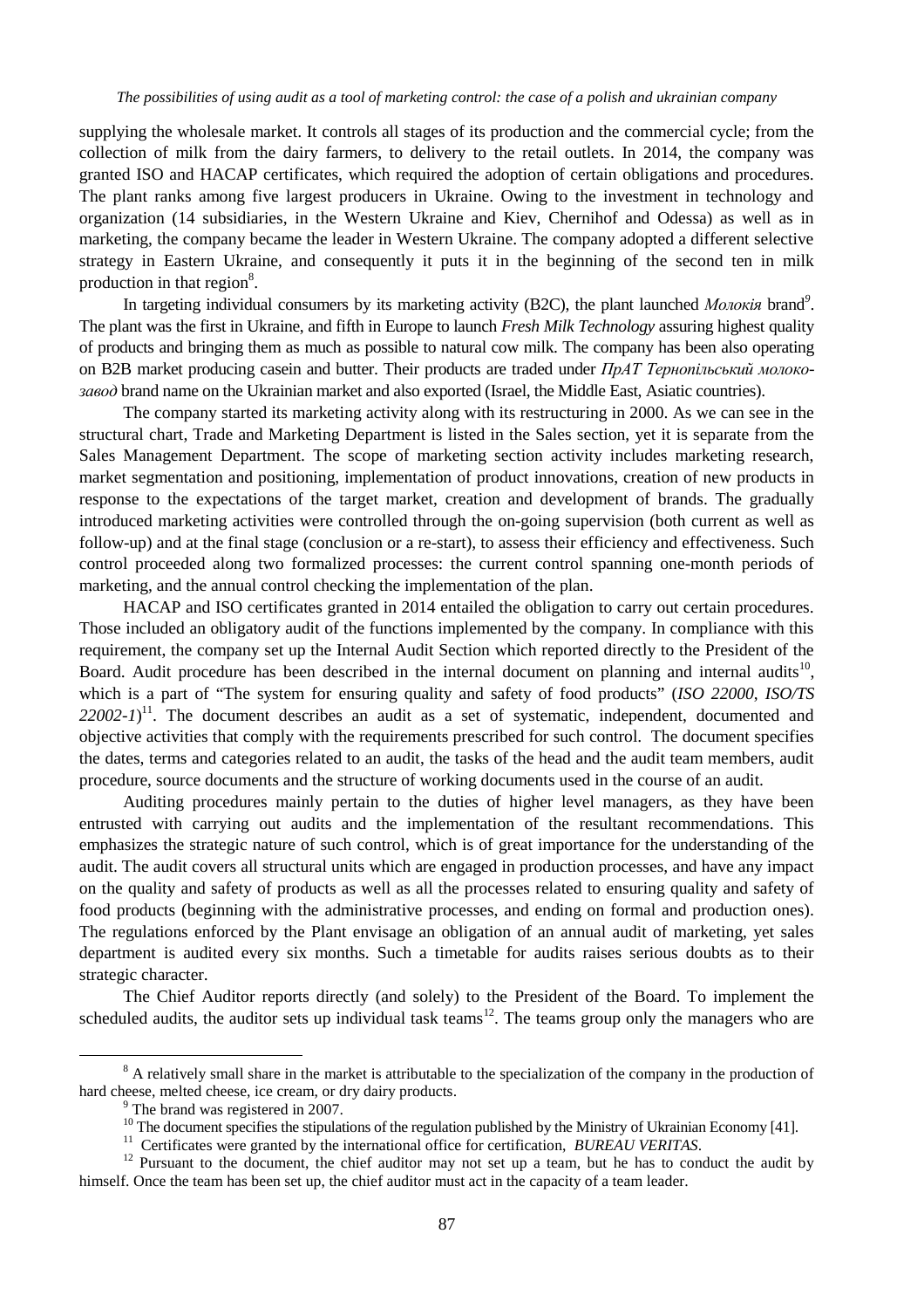supplying the wholesale market. It controls all stages of its production and the commercial cycle; from the collection of milk from the dairy farmers, to delivery to the retail outlets. In 2014, the company was granted ISO and HACAP certificates, which required the adoption of certain obligations and procedures. The plant ranks among five largest producers in Ukraine. Owing to the investment in technology and organization (14 subsidiaries, in the Western Ukraine and Kiev, Chernihof and Odessa) as well as in marketing, the company became the leader in Western Ukraine. The company adopted a different selective strategy in Eastern Ukraine, and consequently it puts it in the beginning of the second ten in milk production in that region[8].

In targeting individual consumers by its marketing activity (B2C), the plant launched *Молокія* brand[9]. The plant was the first in Ukraine, and fifth in Europe to launch *Fresh Milk Technology* assuring highest quality of products and bringing them as much as possible to natural cow milk. The company has been also operating on B2B market producing casein and butter. Their products are traded under *ПрАТ Тернопільський молокозавод* brand name on the Ukrainian market and also exported (Israel, the Middle East, Asiatic countries).

The company started its marketing activity along with its restructuring in 2000. As we can see in the structural chart, Trade and Marketing Department is listed in the Sales section, yet it is separate from the Sales Management Department. The scope of marketing section activity includes marketing research, market segmentation and positioning, implementation of product innovations, creation of new products in response to the expectations of the target market, creation and development of brands. The gradually introduced marketing activities were controlled through the on-going supervision (both current as well as follow-up) and at the final stage (conclusion or a re-start), to assess their efficiency and effectiveness. Such control proceeded along two formalized processes: the current control spanning one-month periods of marketing, and the annual control checking the implementation of the plan.

HACAP and ISO certificates granted in 2014 entailed the obligation to carry out certain procedures. Those included an obligatory audit of the functions implemented by the company. In compliance with this requirement, the company set up the Internal Audit Section which reported directly to the President of the Board. Audit procedure has been described in the internal document on planning and internal audits[10], which is a part of "The system for ensuring quality and safety of food products" (*ISO 22000, ISO/TS 22002-1*)[11]. The document describes an audit as a set of systematic, independent, documented and objective activities that comply with the requirements prescribed for such control. The document specifies the dates, terms and categories related to an audit, the tasks of the head and the audit team members, audit procedure, source documents and the structure of working documents used in the course of an audit.

Auditing procedures mainly pertain to the duties of higher level managers, as they have been entrusted with carrying out audits and the implementation of the resultant recommendations. This emphasizes the strategic nature of such control, which is of great importance for the understanding of the audit. The audit covers all structural units which are engaged in production processes, and have any impact on the quality and safety of products as well as all the processes related to ensuring quality and safety of food products (beginning with the administrative processes, and ending on formal and production ones). The regulations enforced by the Plant envisage an obligation of an annual audit of marketing, yet sales department is audited every six months. Such a timetable for audits raises serious doubts as to their strategic character.

The Chief Auditor reports directly (and solely) to the President of the Board. To implement the scheduled audits, the auditor sets up individual task teams[12]. The teams group only the managers who are

---

[8] A relatively small share in the market is attributable to the specialization of the company in the production of hard cheese, melted cheese, ice cream, or dry dairy products.

[9] The brand was registered in 2007.

[10] The document specifies the stipulations of the regulation published by the Ministry of Ukrainian Economy [41].

[11] Certificates were granted by the international office for certification, *BUREAU VERITAS*.

[12] Pursuant to the document, the chief auditor may not set up a team, but he has to conduct the audit by himself. Once the team has been set up, the chief auditor must act in the capacity of a team leader.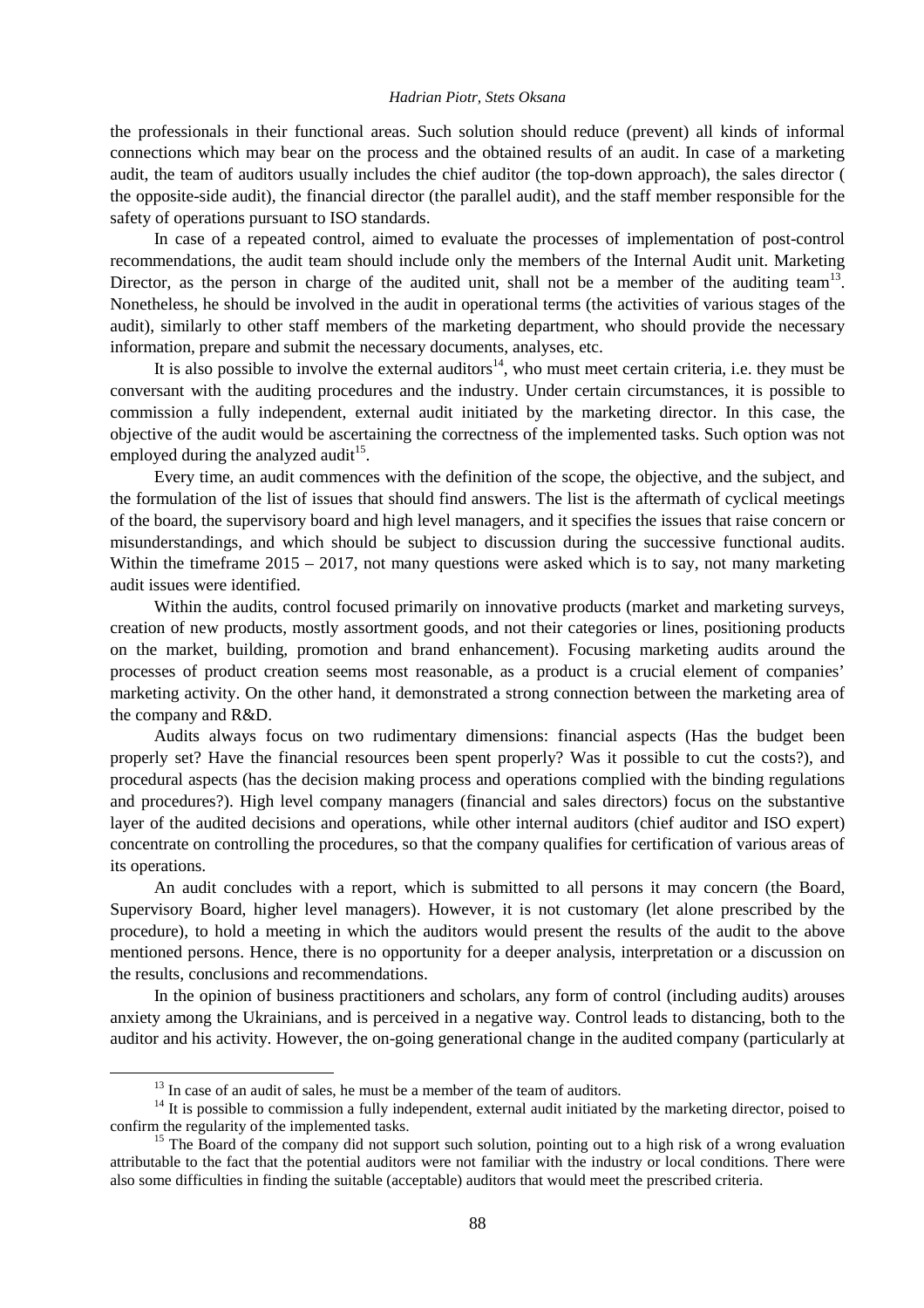the professionals in their functional areas. Such solution should reduce (prevent) all kinds of informal connections which may bear on the process and the obtained results of an audit. In case of a marketing audit, the team of auditors usually includes the chief auditor (the top-down approach), the sales director ( the opposite-side audit), the financial director (the parallel audit), and the staff member responsible for the safety of operations pursuant to ISO standards.

In case of a repeated control, aimed to evaluate the processes of implementation of post-control recommendations, the audit team should include only the members of the Internal Audit unit. Marketing Director, as the person in charge of the audited unit, shall not be a member of the auditing team[13]. Nonetheless, he should be involved in the audit in operational terms (the activities of various stages of the audit), similarly to other staff members of the marketing department, who should provide the necessary information, prepare and submit the necessary documents, analyses, etc.

It is also possible to involve the external auditors[14], who must meet certain criteria, i.e. they must be conversant with the auditing procedures and the industry. Under certain circumstances, it is possible to commission a fully independent, external audit initiated by the marketing director. In this case, the objective of the audit would be ascertaining the correctness of the implemented tasks. Such option was not employed during the analyzed audit[15].

Every time, an audit commences with the definition of the scope, the objective, and the subject, and the formulation of the list of issues that should find answers. The list is the aftermath of cyclical meetings of the board, the supervisory board and high level managers, and it specifies the issues that raise concern or misunderstandings, and which should be subject to discussion during the successive functional audits. Within the timeframe 2015 – 2017, not many questions were asked which is to say, not many marketing audit issues were identified.

Within the audits, control focused primarily on innovative products (market and marketing surveys, creation of new products, mostly assortment goods, and not their categories or lines, positioning products on the market, building, promotion and brand enhancement). Focusing marketing audits around the processes of product creation seems most reasonable, as a product is a crucial element of companies' marketing activity. On the other hand, it demonstrated a strong connection between the marketing area of the company and R&D.

Audits always focus on two rudimentary dimensions: financial aspects (Has the budget been properly set? Have the financial resources been spent properly? Was it possible to cut the costs?), and procedural aspects (has the decision making process and operations complied with the binding regulations and procedures?). High level company managers (financial and sales directors) focus on the substantive layer of the audited decisions and operations, while other internal auditors (chief auditor and ISO expert) concentrate on controlling the procedures, so that the company qualifies for certification of various areas of its operations.

An audit concludes with a report, which is submitted to all persons it may concern (the Board, Supervisory Board, higher level managers). However, it is not customary (let alone prescribed by the procedure), to hold a meeting in which the auditors would present the results of the audit to the above mentioned persons. Hence, there is no opportunity for a deeper analysis, interpretation or a discussion on the results, conclusions and recommendations.

In the opinion of business practitioners and scholars, any form of control (including audits) arouses anxiety among the Ukrainians, and is perceived in a negative way. Control leads to distancing, both to the auditor and his activity. However, the on-going generational change in the audited company (particularly at

---

[13] In case of an audit of sales, he must be a member of the team of auditors.

[14] It is possible to commission a fully independent, external audit initiated by the marketing director, poised to confirm the regularity of the implemented tasks.

[15] The Board of the company did not support such solution, pointing out to a high risk of a wrong evaluation attributable to the fact that the potential auditors were not familiar with the industry or local conditions. There were also some difficulties in finding the suitable (acceptable) auditors that would meet the prescribed criteria.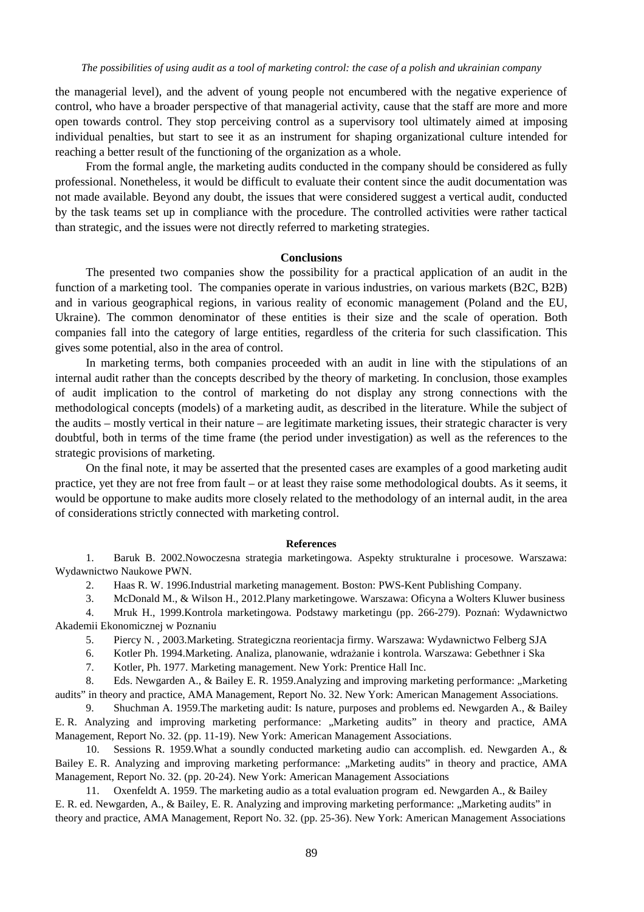the managerial level), and the advent of young people not encumbered with the negative experience of control, who have a broader perspective of that managerial activity, cause that the staff are more and more open towards control. They stop perceiving control as a supervisory tool ultimately aimed at imposing individual penalties, but start to see it as an instrument for shaping organizational culture intended for reaching a better result of the functioning of the organization as a whole.

From the formal angle, the marketing audits conducted in the company should be considered as fully professional. Nonetheless, it would be difficult to evaluate their content since the audit documentation was not made available. Beyond any doubt, the issues that were considered suggest a vertical audit, conducted by the task teams set up in compliance with the procedure. The controlled activities were rather tactical than strategic, and the issues were not directly referred to marketing strategies.

## Conclusions

The presented two companies show the possibility for a practical application of an audit in the function of a marketing tool. The companies operate in various industries, on various markets (B2C, B2B) and in various geographical regions, in various reality of economic management (Poland and the EU, Ukraine). The common denominator of these entities is their size and the scale of operation. Both companies fall into the category of large entities, regardless of the criteria for such classification. This gives some potential, also in the area of control.

In marketing terms, both companies proceeded with an audit in line with the stipulations of an internal audit rather than the concepts described by the theory of marketing. In conclusion, those examples of audit implication to the control of marketing do not display any strong connections with the methodological concepts (models) of a marketing audit, as described in the literature. While the subject of the audits – mostly vertical in their nature – are legitimate marketing issues, their strategic character is very doubtful, both in terms of the time frame (the period under investigation) as well as the references to the strategic provisions of marketing.

On the final note, it may be asserted that the presented cases are examples of a good marketing audit practice, yet they are not free from fault – or at least they raise some methodological doubts. As it seems, it would be opportune to make audits more closely related to the methodology of an internal audit, in the area of considerations strictly connected with marketing control.

## References

1. Baruk B. 2002.Nowoczesna strategia marketingowa. Aspekty strukturalne i procesowe. Warszawa: Wydawnictwo Naukowe PWN.
2. Haas R. W. 1996.Industrial marketing management. Boston: PWS-Kent Publishing Company.
3. McDonald M., & Wilson H., 2012.Plany marketingowe. Warszawa: Oficyna a Wolters Kluwer business
4. Mruk H., 1999.Kontrola marketingowa. Podstawy marketingu (pp. 266-279). Poznań: Wydawnictwo Akademii Ekonomicznej w Poznaniu
5. Piercy N. , 2003.Marketing. Strategiczna reorientacja firmy. Warszawa: Wydawnictwo Felberg SJA
6. Kotler Ph. 1994.Marketing. Analiza, planowanie, wdrażanie i kontrola. Warszawa: Gebethner i Ska
7. Kotler, Ph. 1977. Marketing management. New York: Prentice Hall Inc.
8. Eds. Newgarden A., & Bailey E. R. 1959.Analyzing and improving marketing performance: „Marketing audits" in theory and practice, AMA Management, Report No. 32. New York: American Management Associations.
9. Shuchman A. 1959.The marketing audit: Is nature, purposes and problems ed. Newgarden A., & Bailey E. R. Analyzing and improving marketing performance: „Marketing audits" in theory and practice, AMA Management, Report No. 32. (pp. 11-19). New York: American Management Associations.
10. Sessions R. 1959.What a soundly conducted marketing audio can accomplish. ed. Newgarden A., & Bailey E. R. Analyzing and improving marketing performance: „Marketing audits" in theory and practice, AMA Management, Report No. 32. (pp. 20-24). New York: American Management Associations
11. Oxenfeldt A. 1959. The marketing audio as a total evaluation program ed. Newgarden A., & Bailey E. R. ed. Newgarden, A., & Bailey, E. R. Analyzing and improving marketing performance: „Marketing audits" in theory and practice, AMA Management, Report No. 32. (pp. 25-36). New York: American Management Associations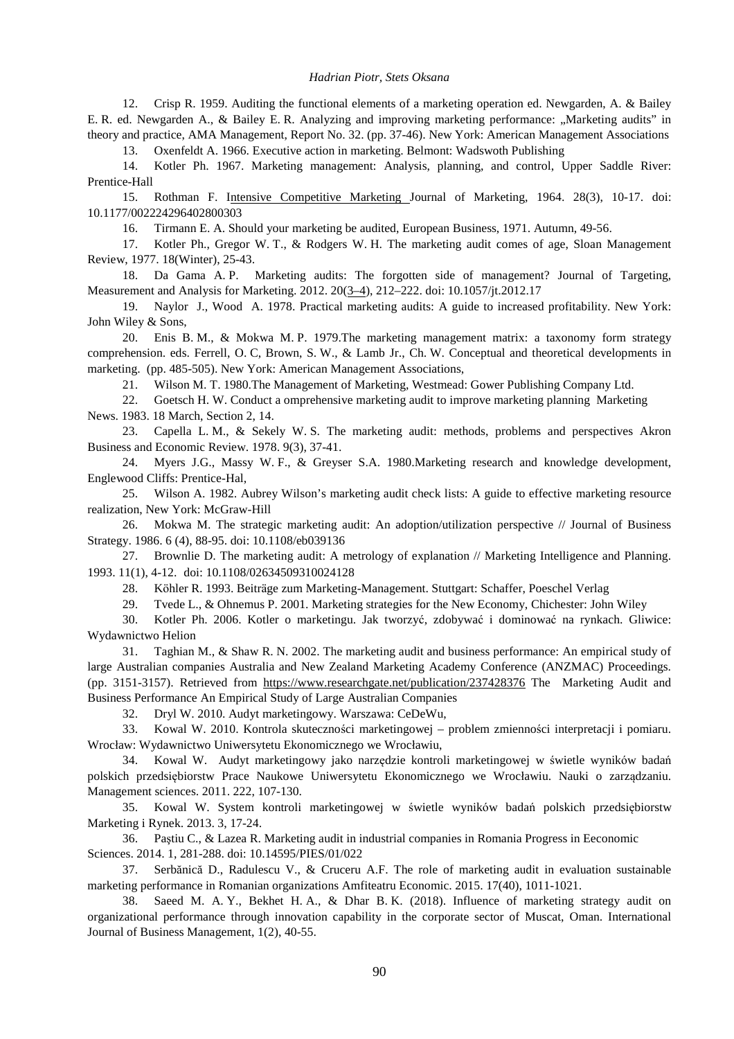12. Crisp R. 1959. Auditing the functional elements of a marketing operation ed. Newgarden, A. & Bailey E. R. ed. Newgarden A., & Bailey E. R. Analyzing and improving marketing performance: „Marketing audits" in theory and practice, AMA Management, Report No. 32. (pp. 37-46). New York: American Management Associations

13. Oxenfeldt A. 1966. Executive action in marketing. Belmont: Wadswoth Publishing

14. Kotler Ph. 1967. Marketing management: Analysis, planning, and control, Upper Saddle River: Prentice-Hall

15. Rothman F. Intensive Competitive Marketing Journal of Marketing, 1964. 28(3), 10-17. doi: 10.1177/002224296402800303

16. Tirmann E. A. Should your marketing be audited, European Business, 1971. Autumn, 49-56.

17. Kotler Ph., Gregor W. T., & Rodgers W. H. The marketing audit comes of age, Sloan Management Review, 1977. 18(Winter), 25-43.

18. Da Gama A. P. Marketing audits: The forgotten side of management? Journal of Targeting, Measurement and Analysis for Marketing. 2012. 20(3–4), 212–222. doi: 10.1057/jt.2012.17

19. Naylor J., Wood A. 1978. Practical marketing audits: A guide to increased profitability. New York: John Wiley & Sons,

20. Enis B. M., & Mokwa M. P. 1979.The marketing management matrix: a taxonomy form strategy comprehension. eds. Ferrell, O. C, Brown, S. W., & Lamb Jr., Ch. W. Conceptual and theoretical developments in marketing. (pp. 485-505). New York: American Management Associations,

21. Wilson M. T. 1980.The Management of Marketing, Westmead: Gower Publishing Company Ltd.

22. Goetsch H. W. Conduct a omprehensive marketing audit to improve marketing planning Marketing News. 1983. 18 March, Section 2, 14.

23. Capella L. M., & Sekely W. S. The marketing audit: methods, problems and perspectives Akron Business and Economic Review. 1978. 9(3), 37-41.

24. Myers J.G., Massy W. F., & Greyser S.A. 1980.Marketing research and knowledge development, Englewood Cliffs: Prentice-Hal,

25. Wilson A. 1982. Aubrey Wilson's marketing audit check lists: A guide to effective marketing resource realization, New York: McGraw-Hill

26. Mokwa M. The strategic marketing audit: An adoption/utilization perspective // Journal of Business Strategy. 1986. 6 (4), 88-95. doi: 10.1108/eb039136

27. Brownlie D. The marketing audit: A metrology of explanation // Marketing Intelligence and Planning. 1993. 11(1), 4-12. doi: 10.1108/02634509310024128

28. Köhler R. 1993. Beiträge zum Marketing-Management. Stuttgart: Schaffer, Poeschel Verlag

29. Tvede L., & Ohnemus P. 2001. Marketing strategies for the New Economy, Chichester: John Wiley

30. Kotler Ph. 2006. Kotler o marketingu. Jak tworzyć, zdobywać i dominować na rynkach. Gliwice: Wydawnictwo Helion

31. Taghian M., & Shaw R. N. 2002. The marketing audit and business performance: An empirical study of large Australian companies Australia and New Zealand Marketing Academy Conference (ANZMAC) Proceedings. (pp. 3151-3157). Retrieved from https://www.researchgate.net/publication/237428376 The Marketing Audit and Business Performance An Empirical Study of Large Australian Companies

32. Dryl W. 2010. Audyt marketingowy. Warszawa: CeDeWu,

33. Kowal W. 2010. Kontrola skuteczności marketingowej – problem zmienności interpretacji i pomiaru. Wrocław: Wydawnictwo Uniwersytetu Ekonomicznego we Wrocławiu,

34. Kowal W. Audyt marketingowy jako narzędzie kontroli marketingowej w świetle wyników badań polskich przedsiębiorstw Prace Naukowe Uniwersytetu Ekonomicznego we Wrocławiu. Nauki o zarządzaniu. Management sciences. 2011. 222, 107-130.

35. Kowal W. System kontroli marketingowej w świetle wyników badań polskich przedsiębiorstw Marketing i Rynek. 2013. 3, 17-24.

36. Paştiu C., & Lazea R. Marketing audit in industrial companies in Romania Progress in Eeconomic Sciences. 2014. 1, 281-288. doi: 10.14595/PIES/01/022

37. Serbănică D., Radulescu V., & Cruceru A.F. The role of marketing audit in evaluation sustainable marketing performance in Romanian organizations Amfiteatru Economic. 2015. 17(40), 1011-1021.

38. Saeed M. A. Y., Bekhet H. A., & Dhar B. K. (2018). Influence of marketing strategy audit on organizational performance through innovation capability in the corporate sector of Muscat, Oman. International Journal of Business Management, 1(2), 40-55.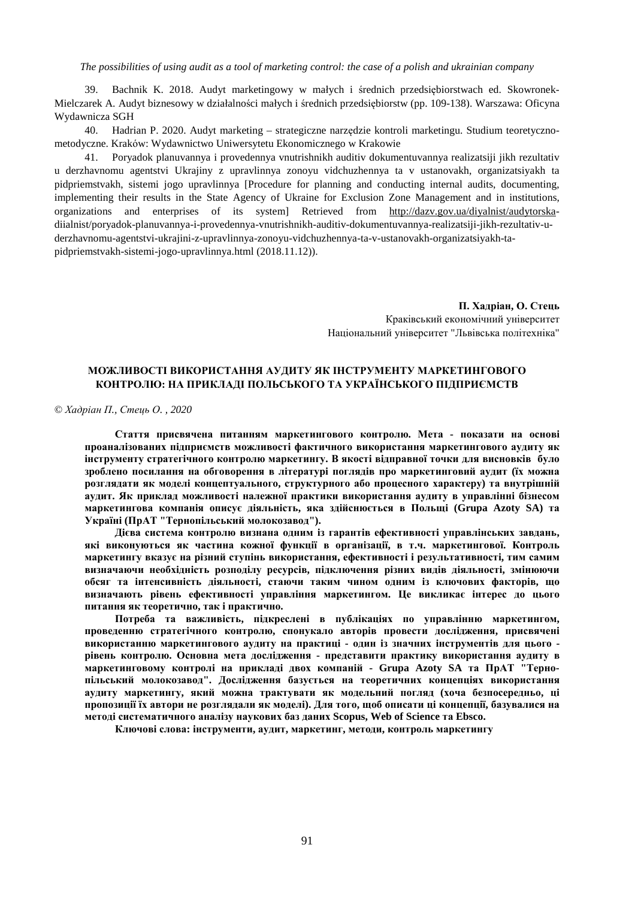39. Bachnik K. 2018. Audyt marketingowy w małych i średnich przedsiębiorstwach ed. Skowronek-Mielczarek A. Audyt biznesowy w działalności małych i średnich przedsiębiorstw (pp. 109-138). Warszawa: Oficyna Wydawnicza SGH

40. Hadrian P. 2020. Audyt marketing – strategiczne narzędzie kontroli marketingu. Studium teoretyczno-metodyczne. Kraków: Wydawnictwo Uniwersytetu Ekonomicznego w Krakowie

41. Poryadok planuvannya i provedennya vnutrishnikh auditiv dokumentuvannya realizatsiji jikh rezultativ u derzhavnomu agentstvi Ukrajiny z upravlinnya zonoyu vidchuzhennya ta v ustanovakh, organizatsiyakh ta pidpriemstvakh, sistemi jogo upravlinnya [Procedure for planning and conducting internal audits, documenting, implementing their results in the State Agency of Ukraine for Exclusion Zone Management and in institutions, organizations and enterprises of its system] Retrieved from http://dazv.gov.ua/diyalnist/audytorska-diialnist/poryadok-planuvannya-i-provedennya-vnutrishnikh-auditiv-dokumentuvannya-realizatsiji-jikh-rezultativ-u-derzhavnomu-agentstvi-ukrajini-z-upravlinnya-zonoyu-vidchuzhennya-ta-v-ustanovakh-organizatsiyakh-ta-pidpriemstvakh-sistemi-jogo-upravlinnya.html (2018.11.12)).

**П. Хадріан, О. Стець**
Краківський економічний університет
Національний університет "Львівська політехніка"

## МОЖЛИВОСТІ ВИКОРИСТАННЯ АУДИТУ ЯК ІНСТРУМЕНТУ МАРКЕТИНГОВОГО КОНТРОЛЮ: НА ПРИКЛАДІ ПОЛЬСЬКОГО ТА УКРАЇНСЬКОГО ПІДПРИЄМСТВ

*© Хадріан П., Стець О. , 2020*

**Стаття присвячена питанням маркетингового контролю. Мета - показати на основі проаналізованих підприємств можливості фактичного використання маркетингового аудиту як інструменту стратегічного контролю маркетингу. В якості відправної точки для висновків було зроблено посилання на обговорення в літературі поглядів про маркетинговий аудит (їх можна розглядати як моделі концептуального, структурного або процесного характеру) та внутрішній аудит. Як приклад можливості належної практики використання аудиту в управлінні бізнесом маркетингова компанія описує діяльність, яка здійснюється в Польщі (Grupa Azoty SA) та Україні (ПрАТ "Тернопільський молокозавод").**

**Дієва система контролю визнана одним із гарантів ефективності управлінських завдань, які виконуються як частина кожної функції в організації, в т.ч. маркетингової. Контроль маркетингу вказує на різний ступінь використання, ефективності і результативності, тим самим визначаючи необхідність розподілу ресурсів, підключення різних видів діяльності, змінюючи обсяг та інтенсивність діяльності, стаючи таким чином одним із ключових факторів, що визначають рівень ефективності управління маркетингом. Це викликає інтерес до цього питання як теоретично, так і практично.**

**Потреба та важливість, підкреслені в публікаціях по управлінню маркетингом, проведенню стратегічного контролю, спонукало авторів провести дослідження, присвячені використанню маркетингового аудиту на практиці - один із значних інструментів для цього - рівень контролю. Основна мета дослідження - представити практику використання аудиту в маркетинговому контролі на прикладі двох компаній - Grupa Azoty SA та ПрАТ "Тернопільський молокозавод". Дослідження базується на теоретичних концепціях використання аудиту маркетингу, який можна трактувати як модельний погляд (хоча безпосередньо, ці пропозиції їх автори не розглядали як моделі). Для того, щоб описати ці концепції, базувалися на методі систематичного аналізу наукових баз даних Scopus, Web of Science та Ebsco.**

**Ключові слова: інструменти, аудит, маркетинг, методи, контроль маркетингу**